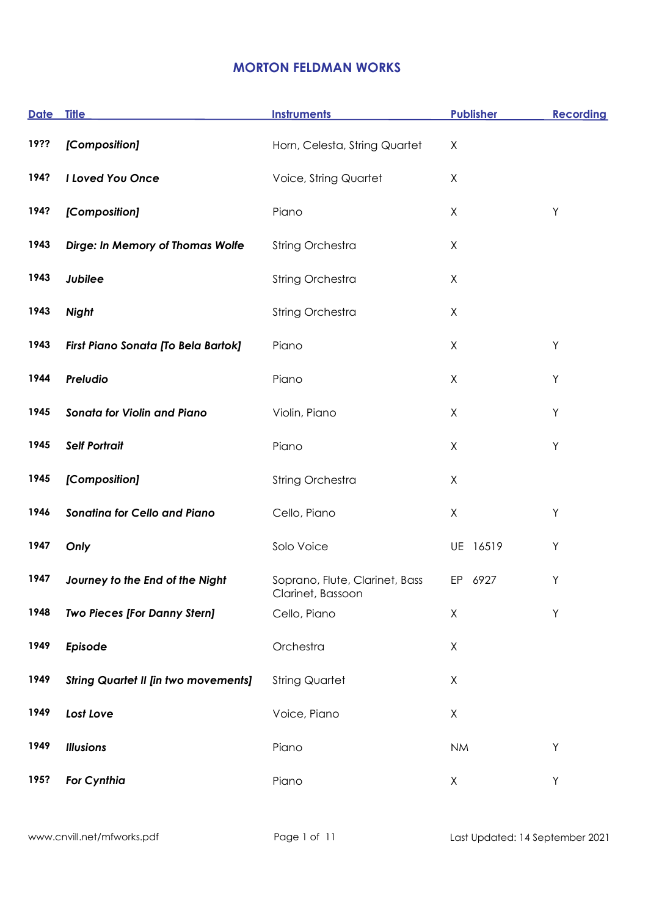# MORTON FELDMAN WORKS

| Date | Title | Instruments | Publisher | Recording |
|---|---|---|---|---|
| 19?? | ***[Composition]*** | Horn, Celesta, String Quartet | X | |
| 194? | ***I Loved You Once*** | Voice, String Quartet | X | |
| 194? | ***[Composition]*** | Piano | X | Y |
| 1943 | ***Dirge: In Memory of Thomas Wolfe*** | String Orchestra | X | |
| 1943 | ***Jubilee*** | String Orchestra | X | |
| 1943 | ***Night*** | String Orchestra | X | |
| 1943 | ***First Piano Sonata [To Bela Bartok]*** | Piano | X | Y |
| 1944 | ***Preludio*** | Piano | X | Y |
| 1945 | ***Sonata for Violin and Piano*** | Violin, Piano | X | Y |
| 1945 | ***Self Portrait*** | Piano | X | Y |
| 1945 | ***[Composition]*** | String Orchestra | X | |
| 1946 | ***Sonatina for Cello and Piano*** | Cello, Piano | X | Y |
| 1947 | ***Only*** | Solo Voice | UE 16519 | Y |
| 1947 | ***Journey to the End of the Night*** | Soprano, Flute, Clarinet, Bass Clarinet, Bassoon | EP 6927 | Y |
| 1948 | ***Two Pieces [For Danny Stern]*** | Cello, Piano | X | Y |
| 1949 | ***Episode*** | Orchestra | X | |
| 1949 | ***String Quartet II [in two movements]*** | String Quartet | X | |
| 1949 | ***Lost Love*** | Voice, Piano | X | |
| 1949 | ***Illusions*** | Piano | NM | Y |
| 195? | ***For Cynthia*** | Piano | X | Y |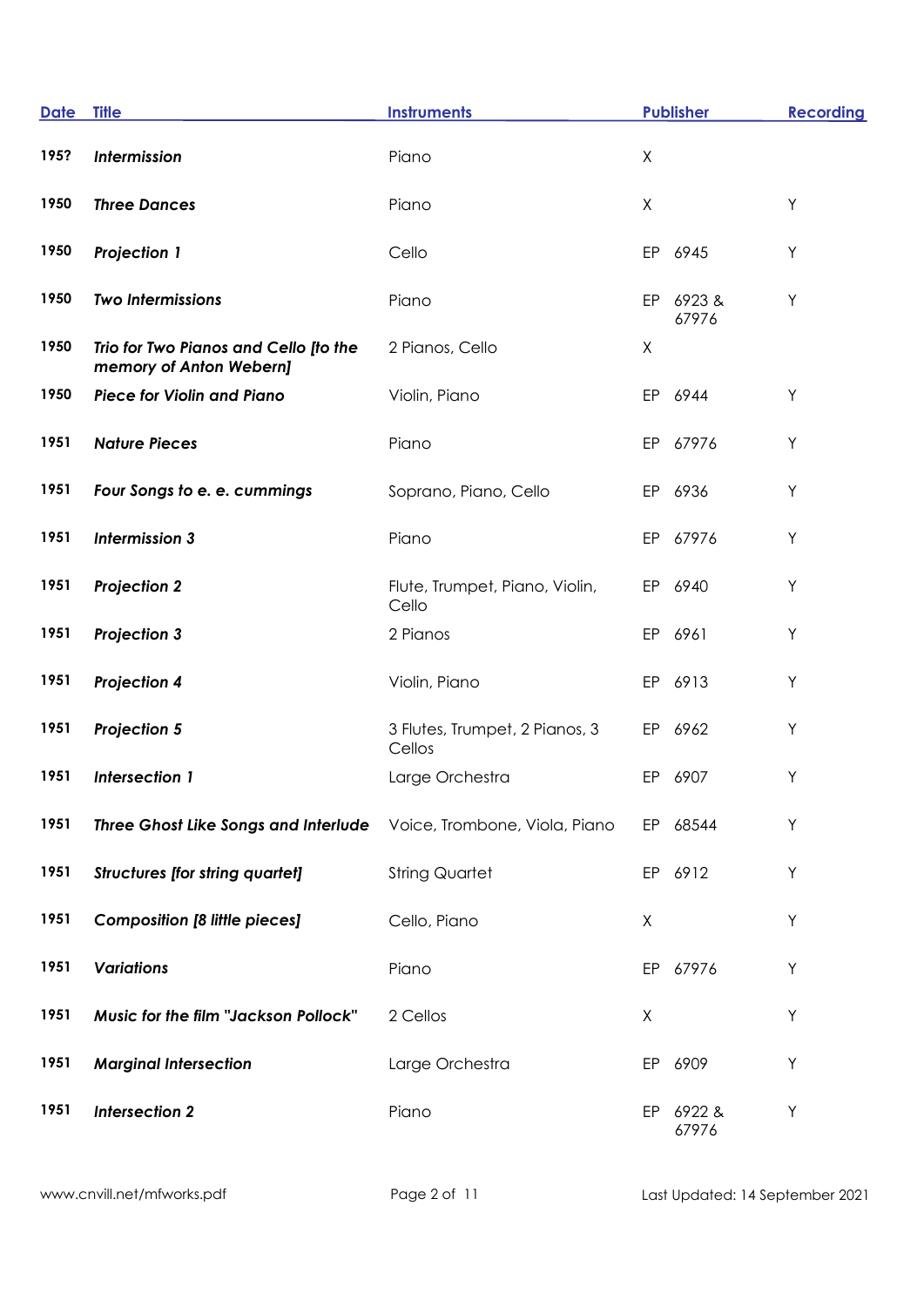| Date | Title | Instruments | Publisher | Recording |
|---|---|---|---|---|
| 195? | ***Intermission*** | Piano | X | |
| 1950 | ***Three Dances*** | Piano | X | Y |
| 1950 | ***Projection 1*** | Cello | EP 6945 | Y |
| 1950 | ***Two Intermissions*** | Piano | EP 6923 & 67976 | Y |
| 1950 | ***Trio for Two Pianos and Cello [to the memory of Anton Webern]*** | 2 Pianos, Cello | X | |
| 1950 | ***Piece for Violin and Piano*** | Violin, Piano | EP 6944 | Y |
| 1951 | ***Nature Pieces*** | Piano | EP 67976 | Y |
| 1951 | ***Four Songs to e. e. cummings*** | Soprano, Piano, Cello | EP 6936 | Y |
| 1951 | ***Intermission 3*** | Piano | EP 67976 | Y |
| 1951 | ***Projection 2*** | Flute, Trumpet, Piano, Violin, Cello | EP 6940 | Y |
| 1951 | ***Projection 3*** | 2 Pianos | EP 6961 | Y |
| 1951 | ***Projection 4*** | Violin, Piano | EP 6913 | Y |
| 1951 | ***Projection 5*** | 3 Flutes, Trumpet, 2 Pianos, 3 Cellos | EP 6962 | Y |
| 1951 | ***Intersection 1*** | Large Orchestra | EP 6907 | Y |
| 1951 | ***Three Ghost Like Songs and Interlude*** | Voice, Trombone, Viola, Piano | EP 68544 | Y |
| 1951 | ***Structures [for string quartet]*** | String Quartet | EP 6912 | Y |
| 1951 | ***Composition [8 little pieces]*** | Cello, Piano | X | Y |
| 1951 | ***Variations*** | Piano | EP 67976 | Y |
| 1951 | ***Music for the film "Jackson Pollock"*** | 2 Cellos | X | Y |
| 1951 | ***Marginal Intersection*** | Large Orchestra | EP 6909 | Y |
| 1951 | ***Intersection 2*** | Piano | EP 6922 & 67976 | Y |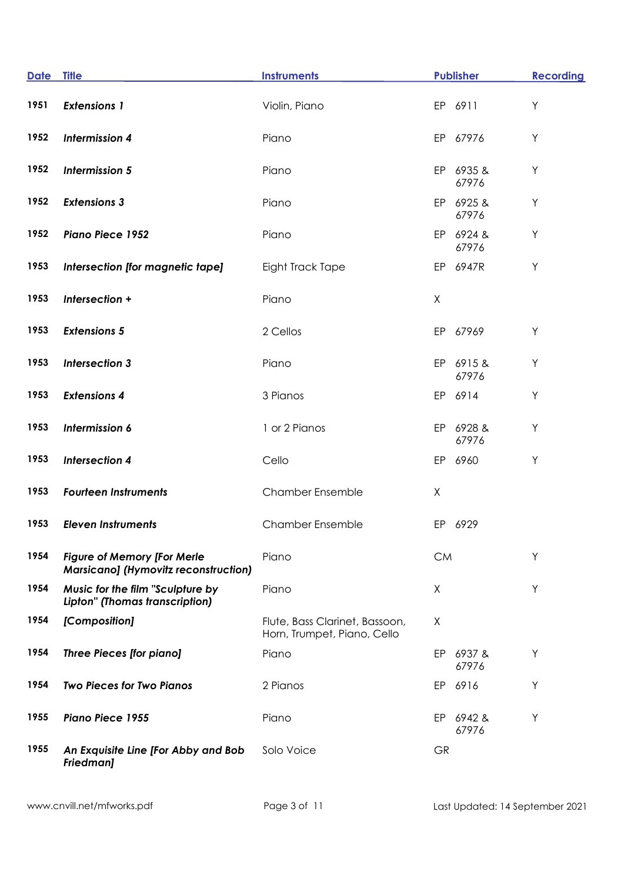| Date | Title | Instruments | Publisher | Recording |
|---|---|---|---|---|
| 1951 | ***Extensions 1*** | Violin, Piano | EP 6911 | Y |
| 1952 | ***Intermission 4*** | Piano | EP 67976 | Y |
| 1952 | ***Intermission 5*** | Piano | EP 6935 & 67976 | Y |
| 1952 | ***Extensions 3*** | Piano | EP 6925 & 67976 | Y |
| 1952 | ***Piano Piece 1952*** | Piano | EP 6924 & 67976 | Y |
| 1953 | ***Intersection [for magnetic tape]*** | Eight Track Tape | EP 6947R | Y |
| 1953 | ***Intersection +*** | Piano | X | |
| 1953 | ***Extensions 5*** | 2 Cellos | EP 67969 | Y |
| 1953 | ***Intersection 3*** | Piano | EP 6915 & 67976 | Y |
| 1953 | ***Extensions 4*** | 3 Pianos | EP 6914 | Y |
| 1953 | ***Intermission 6*** | 1 or 2 Pianos | EP 6928 & 67976 | Y |
| 1953 | ***Intersection 4*** | Cello | EP 6960 | Y |
| 1953 | ***Fourteen Instruments*** | Chamber Ensemble | X | |
| 1953 | ***Eleven Instruments*** | Chamber Ensemble | EP 6929 | |
| 1954 | ***Figure of Memory [For Merle Marsicano] (Hymovitz reconstruction)*** | Piano | CM | Y |
| 1954 | ***Music for the film "Sculpture by Lipton" (Thomas transcription)*** | Piano | X | Y |
| 1954 | ***[Composition]*** | Flute, Bass Clarinet, Bassoon, Horn, Trumpet, Piano, Cello | X | |
| 1954 | ***Three Pieces [for piano]*** | Piano | EP 6937 & 67976 | Y |
| 1954 | ***Two Pieces for Two Pianos*** | 2 Pianos | EP 6916 | Y |
| 1955 | ***Piano Piece 1955*** | Piano | EP 6942 & 67976 | Y |
| 1955 | ***An Exquisite Line [For Abby and Bob Friedman]*** | Solo Voice | GR | |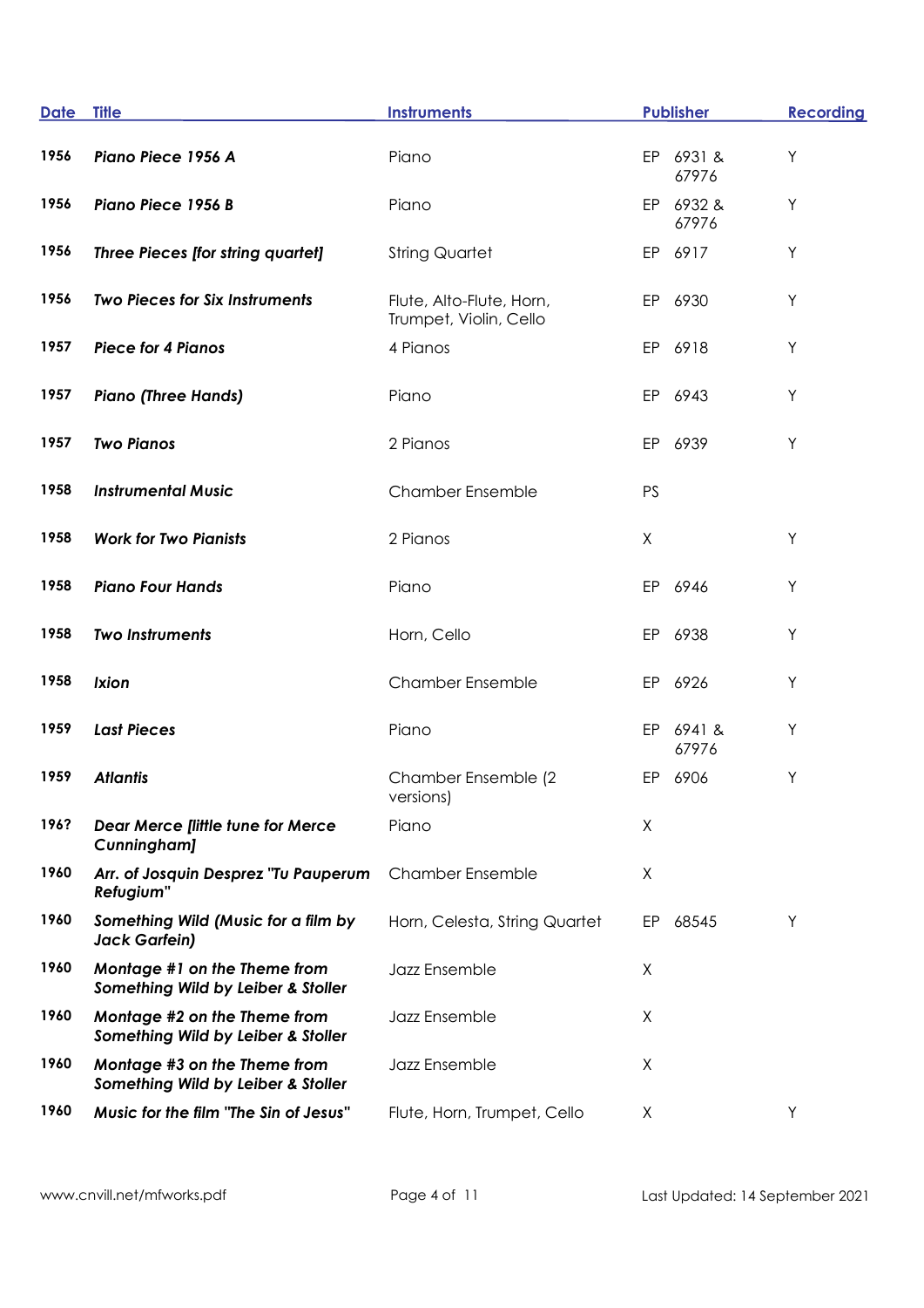| Date | Title | Instruments | Publisher | Recording |
|---|---|---|---|---|
| 1956 | ***Piano Piece 1956 A*** | Piano | EP 6931 & 67976 | Y |
| 1956 | ***Piano Piece 1956 B*** | Piano | EP 6932 & 67976 | Y |
| 1956 | ***Three Pieces [for string quartet]*** | String Quartet | EP 6917 | Y |
| 1956 | ***Two Pieces for Six Instruments*** | Flute, Alto-Flute, Horn, Trumpet, Violin, Cello | EP 6930 | Y |
| 1957 | ***Piece for 4 Pianos*** | 4 Pianos | EP 6918 | Y |
| 1957 | ***Piano (Three Hands)*** | Piano | EP 6943 | Y |
| 1957 | ***Two Pianos*** | 2 Pianos | EP 6939 | Y |
| 1958 | ***Instrumental Music*** | Chamber Ensemble | PS | |
| 1958 | ***Work for Two Pianists*** | 2 Pianos | X | Y |
| 1958 | ***Piano Four Hands*** | Piano | EP 6946 | Y |
| 1958 | ***Two Instruments*** | Horn, Cello | EP 6938 | Y |
| 1958 | ***Ixion*** | Chamber Ensemble | EP 6926 | Y |
| 1959 | ***Last Pieces*** | Piano | EP 6941 & 67976 | Y |
| 1959 | ***Atlantis*** | Chamber Ensemble (2 versions) | EP 6906 | Y |
| 196? | ***Dear Merce [little tune for Merce Cunningham]*** | Piano | X | |
| 1960 | ***Arr. of Josquin Desprez "Tu Pauperum Refugium"*** | Chamber Ensemble | X | |
| 1960 | ***Something Wild (Music for a film by Jack Garfein)*** | Horn, Celesta, String Quartet | EP 68545 | Y |
| 1960 | ***Montage #1 on the Theme from Something Wild by Leiber & Stoller*** | Jazz Ensemble | X | |
| 1960 | ***Montage #2 on the Theme from Something Wild by Leiber & Stoller*** | Jazz Ensemble | X | |
| 1960 | ***Montage #3 on the Theme from Something Wild by Leiber & Stoller*** | Jazz Ensemble | X | |
| 1960 | ***Music for the film "The Sin of Jesus"*** | Flute, Horn, Trumpet, Cello | X | Y |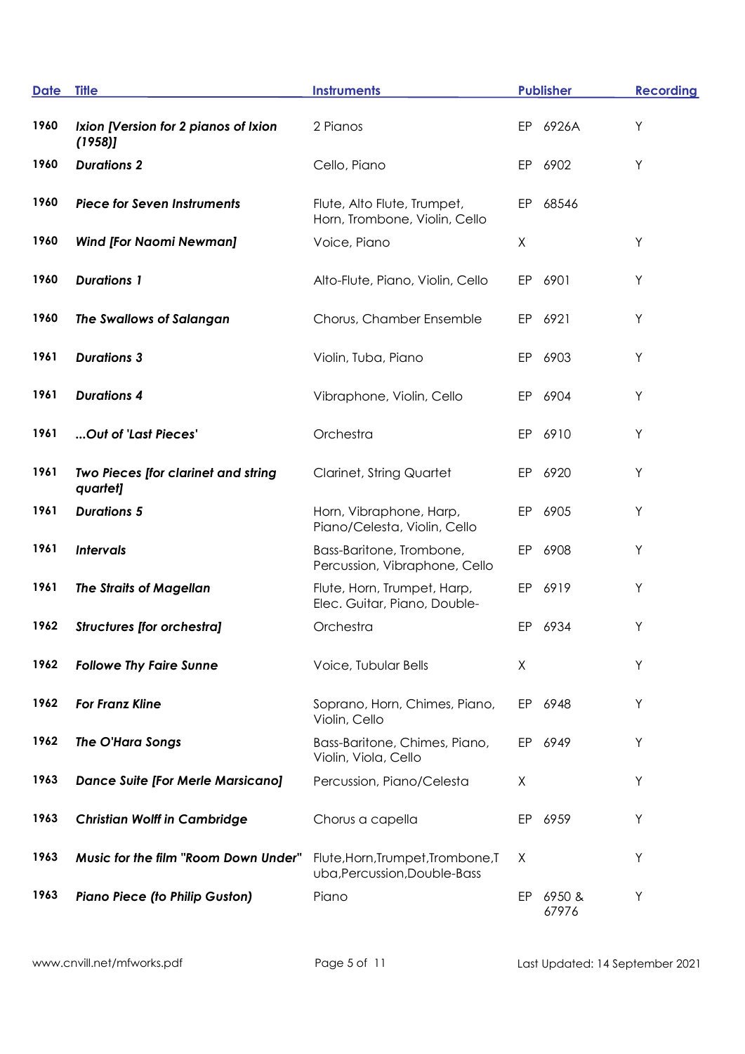| Date | Title | Instruments | Publisher | Recording |
|---|---|---|---|---|
| 1960 | ***Ixion [Version for 2 pianos of Ixion (1958)]*** | 2 Pianos | EP 6926A | Y |
| 1960 | ***Durations 2*** | Cello, Piano | EP 6902 | Y |
| 1960 | ***Piece for Seven Instruments*** | Flute, Alto Flute, Trumpet, Horn, Trombone, Violin, Cello | EP 68546 | |
| 1960 | ***Wind [For Naomi Newman]*** | Voice, Piano | X | Y |
| 1960 | ***Durations 1*** | Alto-Flute, Piano, Violin, Cello | EP 6901 | Y |
| 1960 | ***The Swallows of Salangan*** | Chorus, Chamber Ensemble | EP 6921 | Y |
| 1961 | ***Durations 3*** | Violin, Tuba, Piano | EP 6903 | Y |
| 1961 | ***Durations 4*** | Vibraphone, Violin, Cello | EP 6904 | Y |
| 1961 | ***...Out of 'Last Pieces'*** | Orchestra | EP 6910 | Y |
| 1961 | ***Two Pieces [for clarinet and string quartet]*** | Clarinet, String Quartet | EP 6920 | Y |
| 1961 | ***Durations 5*** | Horn, Vibraphone, Harp, Piano/Celesta, Violin, Cello | EP 6905 | Y |
| 1961 | ***Intervals*** | Bass-Baritone, Trombone, Percussion, Vibraphone, Cello | EP 6908 | Y |
| 1961 | ***The Straits of Magellan*** | Flute, Horn, Trumpet, Harp, Elec. Guitar, Piano, Double- | EP 6919 | Y |
| 1962 | ***Structures [for orchestra]*** | Orchestra | EP 6934 | Y |
| 1962 | ***Followe Thy Faire Sunne*** | Voice, Tubular Bells | X | Y |
| 1962 | ***For Franz Kline*** | Soprano, Horn, Chimes, Piano, Violin, Cello | EP 6948 | Y |
| 1962 | ***The O'Hara Songs*** | Bass-Baritone, Chimes, Piano, Violin, Viola, Cello | EP 6949 | Y |
| 1963 | ***Dance Suite [For Merle Marsicano]*** | Percussion, Piano/Celesta | X | Y |
| 1963 | ***Christian Wolff in Cambridge*** | Chorus a capella | EP 6959 | Y |
| 1963 | ***Music for the film "Room Down Under"*** | Flute,Horn,Trumpet,Trombone,Tuba,Percussion,Double-Bass | X | Y |
| 1963 | ***Piano Piece (to Philip Guston)*** | Piano | EP 6950 & 67976 | Y |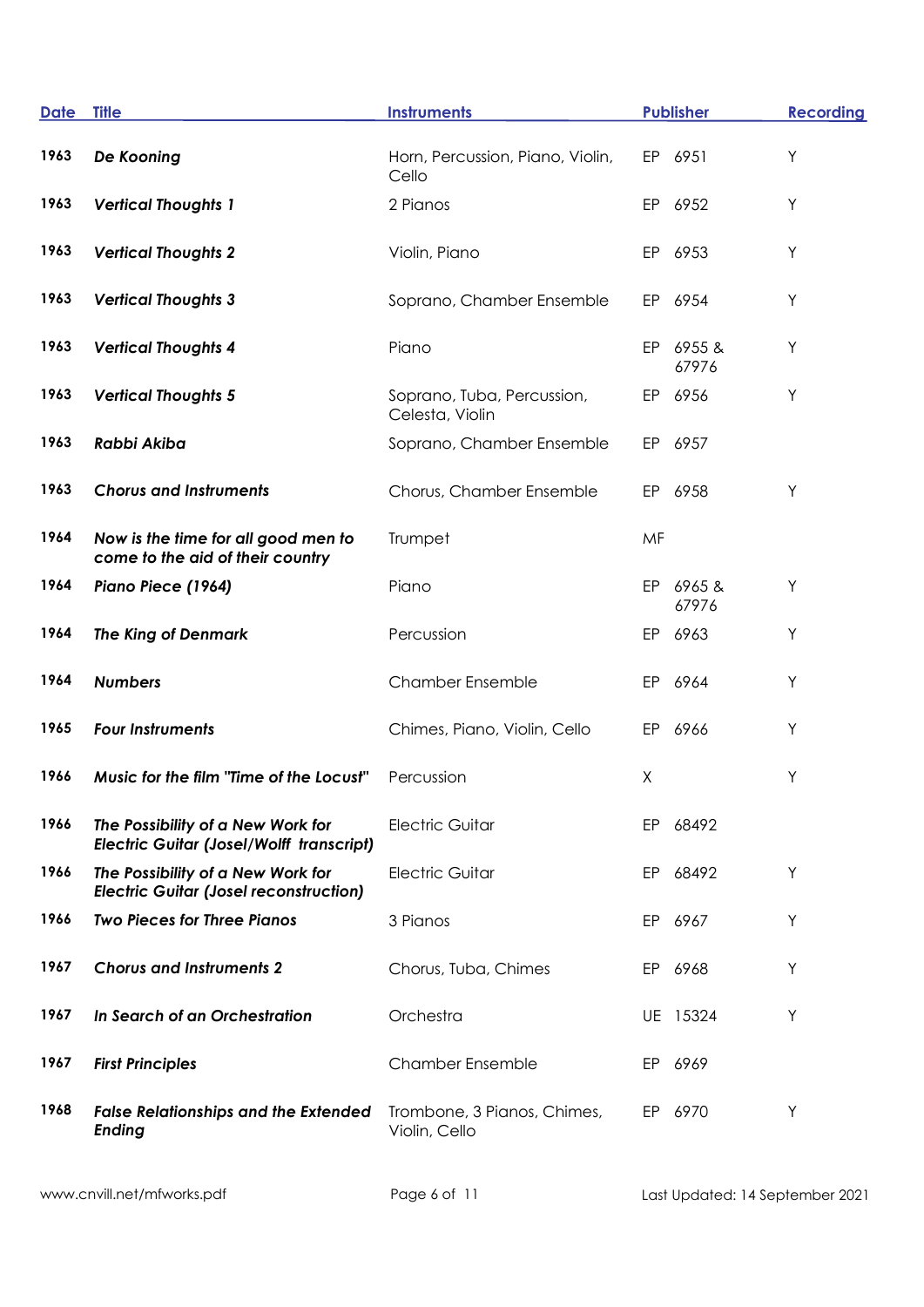| Date | Title | Instruments | Publisher | Recording |
|---|---|---|---|---|
| 1963 | ***De Kooning*** | Horn, Percussion, Piano, Violin, Cello | EP 6951 | Y |
| 1963 | ***Vertical Thoughts 1*** | 2 Pianos | EP 6952 | Y |
| 1963 | ***Vertical Thoughts 2*** | Violin, Piano | EP 6953 | Y |
| 1963 | ***Vertical Thoughts 3*** | Soprano, Chamber Ensemble | EP 6954 | Y |
| 1963 | ***Vertical Thoughts 4*** | Piano | EP 6955 & 67976 | Y |
| 1963 | ***Vertical Thoughts 5*** | Soprano, Tuba, Percussion, Celesta, Violin | EP 6956 | Y |
| 1963 | ***Rabbi Akiba*** | Soprano, Chamber Ensemble | EP 6957 | |
| 1963 | ***Chorus and Instruments*** | Chorus, Chamber Ensemble | EP 6958 | Y |
| 1964 | ***Now is the time for all good men to come to the aid of their country*** | Trumpet | MF | |
| 1964 | ***Piano Piece (1964)*** | Piano | EP 6965 & 67976 | Y |
| 1964 | ***The King of Denmark*** | Percussion | EP 6963 | Y |
| 1964 | ***Numbers*** | Chamber Ensemble | EP 6964 | Y |
| 1965 | ***Four Instruments*** | Chimes, Piano, Violin, Cello | EP 6966 | Y |
| 1966 | ***Music for the film "Time of the Locust"*** | Percussion | X | Y |
| 1966 | ***The Possibility of a New Work for Electric Guitar (Josel/Wolff transcript)*** | Electric Guitar | EP 68492 | |
| 1966 | ***The Possibility of a New Work for Electric Guitar (Josel reconstruction)*** | Electric Guitar | EP 68492 | Y |
| 1966 | ***Two Pieces for Three Pianos*** | 3 Pianos | EP 6967 | Y |
| 1967 | ***Chorus and Instruments 2*** | Chorus, Tuba, Chimes | EP 6968 | Y |
| 1967 | ***In Search of an Orchestration*** | Orchestra | UE 15324 | Y |
| 1967 | ***First Principles*** | Chamber Ensemble | EP 6969 | |
| 1968 | ***False Relationships and the Extended Ending*** | Trombone, 3 Pianos, Chimes, Violin, Cello | EP 6970 | Y |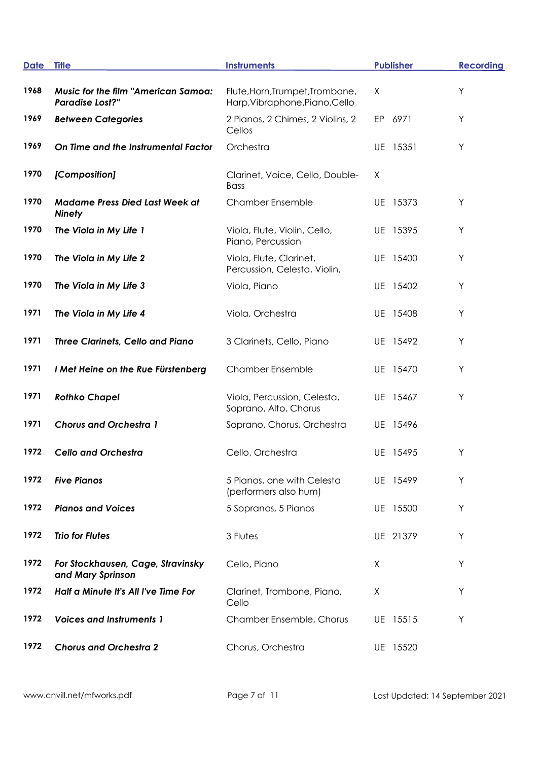| Date | Title | Instruments | Publisher | Recording |
|---|---|---|---|---|
| 1968 | ***Music for the film "American Samoa: Paradise Lost?"*** | Flute,Horn,Trumpet,Trombone, Harp,Vibraphone,Piano,Cello | X | Y |
| 1969 | ***Between Categories*** | 2 Pianos, 2 Chimes, 2 Violins, 2 Cellos | EP 6971 | Y |
| 1969 | ***On Time and the Instrumental Factor*** | Orchestra | UE 15351 | Y |
| 1970 | ***[Composition]*** | Clarinet, Voice, Cello, Double-Bass | X | |
| 1970 | ***Madame Press Died Last Week at Ninety*** | Chamber Ensemble | UE 15373 | Y |
| 1970 | ***The Viola in My Life 1*** | Viola, Flute, Violin, Cello, Piano, Percussion | UE 15395 | Y |
| 1970 | ***The Viola in My Life 2*** | Viola, Flute, Clarinet, Percussion, Celesta, Violin, | UE 15400 | Y |
| 1970 | ***The Viola in My Life 3*** | Viola, Piano | UE 15402 | Y |
| 1971 | ***The Viola in My Life 4*** | Viola, Orchestra | UE 15408 | Y |
| 1971 | ***Three Clarinets, Cello and Piano*** | 3 Clarinets, Cello, Piano | UE 15492 | Y |
| 1971 | ***I Met Heine on the Rue Fürstenberg*** | Chamber Ensemble | UE 15470 | Y |
| 1971 | ***Rothko Chapel*** | Viola, Percussion, Celesta, Soprano, Alto, Chorus | UE 15467 | Y |
| 1971 | ***Chorus and Orchestra 1*** | Soprano, Chorus, Orchestra | UE 15496 | |
| 1972 | ***Cello and Orchestra*** | Cello, Orchestra | UE 15495 | Y |
| 1972 | ***Five Pianos*** | 5 Pianos, one with Celesta (performers also hum) | UE 15499 | Y |
| 1972 | ***Pianos and Voices*** | 5 Sopranos, 5 Pianos | UE 15500 | Y |
| 1972 | ***Trio for Flutes*** | 3 Flutes | UE 21379 | Y |
| 1972 | ***For Stockhausen, Cage, Stravinsky and Mary Sprinson*** | Cello, Piano | X | Y |
| 1972 | ***Half a Minute It's All I've Time For*** | Clarinet, Trombone, Piano, Cello | X | Y |
| 1972 | ***Voices and Instruments 1*** | Chamber Ensemble, Chorus | UE 15515 | Y |
| 1972 | ***Chorus and Orchestra 2*** | Chorus, Orchestra | UE 15520 | |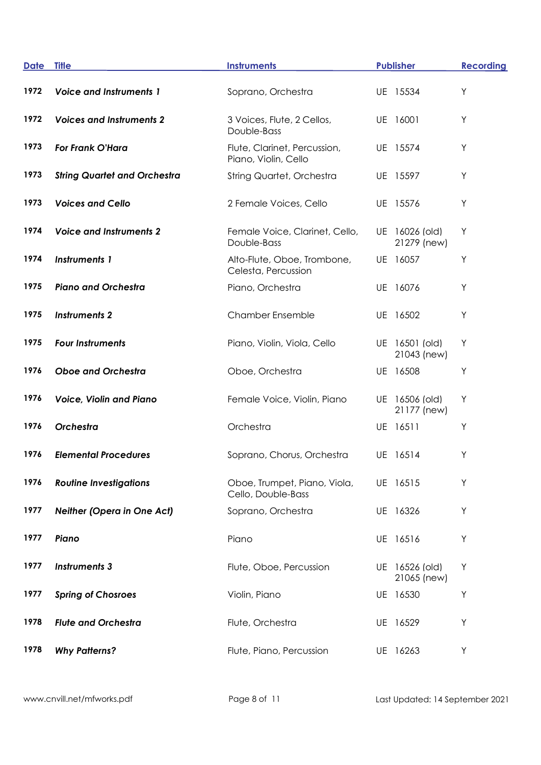| Date | Title | Instruments | Publisher | Recording |
|---|---|---|---|---|
| 1972 | ***Voice and Instruments 1*** | Soprano, Orchestra | UE 15534 | Y |
| 1972 | ***Voices and Instruments 2*** | 3 Voices, Flute, 2 Cellos, Double-Bass | UE 16001 | Y |
| 1973 | ***For Frank O'Hara*** | Flute, Clarinet, Percussion, Piano, Violin, Cello | UE 15574 | Y |
| 1973 | ***String Quartet and Orchestra*** | String Quartet, Orchestra | UE 15597 | Y |
| 1973 | ***Voices and Cello*** | 2 Female Voices, Cello | UE 15576 | Y |
| 1974 | ***Voice and Instruments 2*** | Female Voice, Clarinet, Cello, Double-Bass | UE 16026 (old) 21279 (new) | Y |
| 1974 | ***Instruments 1*** | Alto-Flute, Oboe, Trombone, Celesta, Percussion | UE 16057 | Y |
| 1975 | ***Piano and Orchestra*** | Piano, Orchestra | UE 16076 | Y |
| 1975 | ***Instruments 2*** | Chamber Ensemble | UE 16502 | Y |
| 1975 | ***Four Instruments*** | Piano, Violin, Viola, Cello | UE 16501 (old) 21043 (new) | Y |
| 1976 | ***Oboe and Orchestra*** | Oboe, Orchestra | UE 16508 | Y |
| 1976 | ***Voice, Violin and Piano*** | Female Voice, Violin, Piano | UE 16506 (old) 21177 (new) | Y |
| 1976 | ***Orchestra*** | Orchestra | UE 16511 | Y |
| 1976 | ***Elemental Procedures*** | Soprano, Chorus, Orchestra | UE 16514 | Y |
| 1976 | ***Routine Investigations*** | Oboe, Trumpet, Piano, Viola, Cello, Double-Bass | UE 16515 | Y |
| 1977 | ***Neither (Opera in One Act)*** | Soprano, Orchestra | UE 16326 | Y |
| 1977 | ***Piano*** | Piano | UE 16516 | Y |
| 1977 | ***Instruments 3*** | Flute, Oboe, Percussion | UE 16526 (old) 21065 (new) | Y |
| 1977 | ***Spring of Chosroes*** | Violin, Piano | UE 16530 | Y |
| 1978 | ***Flute and Orchestra*** | Flute, Orchestra | UE 16529 | Y |
| 1978 | ***Why Patterns?*** | Flute, Piano, Percussion | UE 16263 | Y |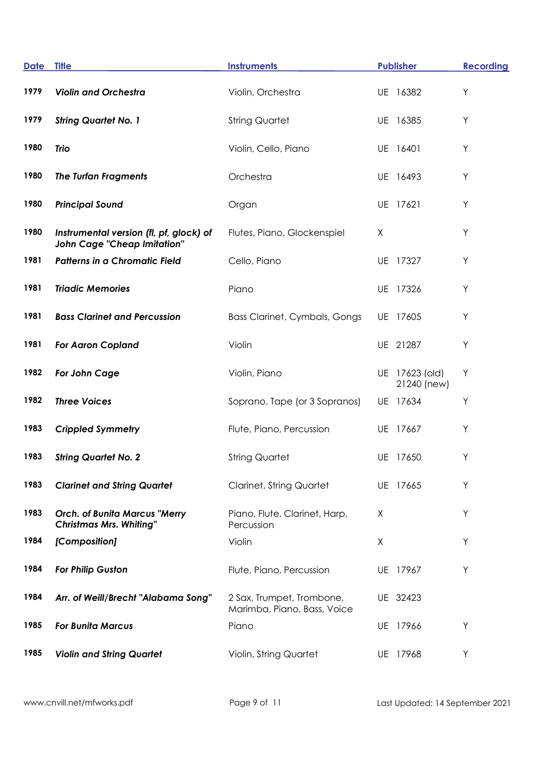| Date | Title | Instruments | Publisher | Recording |
|---|---|---|---|---|
| 1979 | ***Violin and Orchestra*** | Violin, Orchestra | UE 16382 | Y |
| 1979 | ***String Quartet No. 1*** | String Quartet | UE 16385 | Y |
| 1980 | ***Trio*** | Violin, Cello, Piano | UE 16401 | Y |
| 1980 | ***The Turfan Fragments*** | Orchestra | UE 16493 | Y |
| 1980 | ***Principal Sound*** | Organ | UE 17621 | Y |
| 1980 | ***Instrumental version (fl, pf, glock) of John Cage "Cheap Imitation"*** | Flutes, Piano, Glockenspiel | X | Y |
| 1981 | ***Patterns in a Chromatic Field*** | Cello, Piano | UE 17327 | Y |
| 1981 | ***Triadic Memories*** | Piano | UE 17326 | Y |
| 1981 | ***Bass Clarinet and Percussion*** | Bass Clarinet, Cymbals, Gongs | UE 17605 | Y |
| 1981 | ***For Aaron Copland*** | Violin | UE 21287 | Y |
| 1982 | ***For John Cage*** | Violin, Piano | UE 17623 (old) 21240 (new) | Y |
| 1982 | ***Three Voices*** | Soprano, Tape (or 3 Sopranos) | UE 17634 | Y |
| 1983 | ***Crippled Symmetry*** | Flute, Piano, Percussion | UE 17667 | Y |
| 1983 | ***String Quartet No. 2*** | String Quartet | UE 17650 | Y |
| 1983 | ***Clarinet and String Quartet*** | Clarinet, String Quartet | UE 17665 | Y |
| 1983 | ***Orch. of Bunita Marcus "Merry Christmas Mrs. Whiting"*** | Piano, Flute, Clarinet, Harp, Percussion | X | Y |
| 1984 | ***[Composition]*** | Violin | X | Y |
| 1984 | ***For Philip Guston*** | Flute, Piano, Percussion | UE 17967 | Y |
| 1984 | ***Arr. of Weill/Brecht "Alabama Song"*** | 2 Sax, Trumpet, Trombone, Marimba, Piano, Bass, Voice | UE 32423 | |
| 1985 | ***For Bunita Marcus*** | Piano | UE 17966 | Y |
| 1985 | ***Violin and String Quartet*** | Violin, String Quartet | UE 17968 | Y |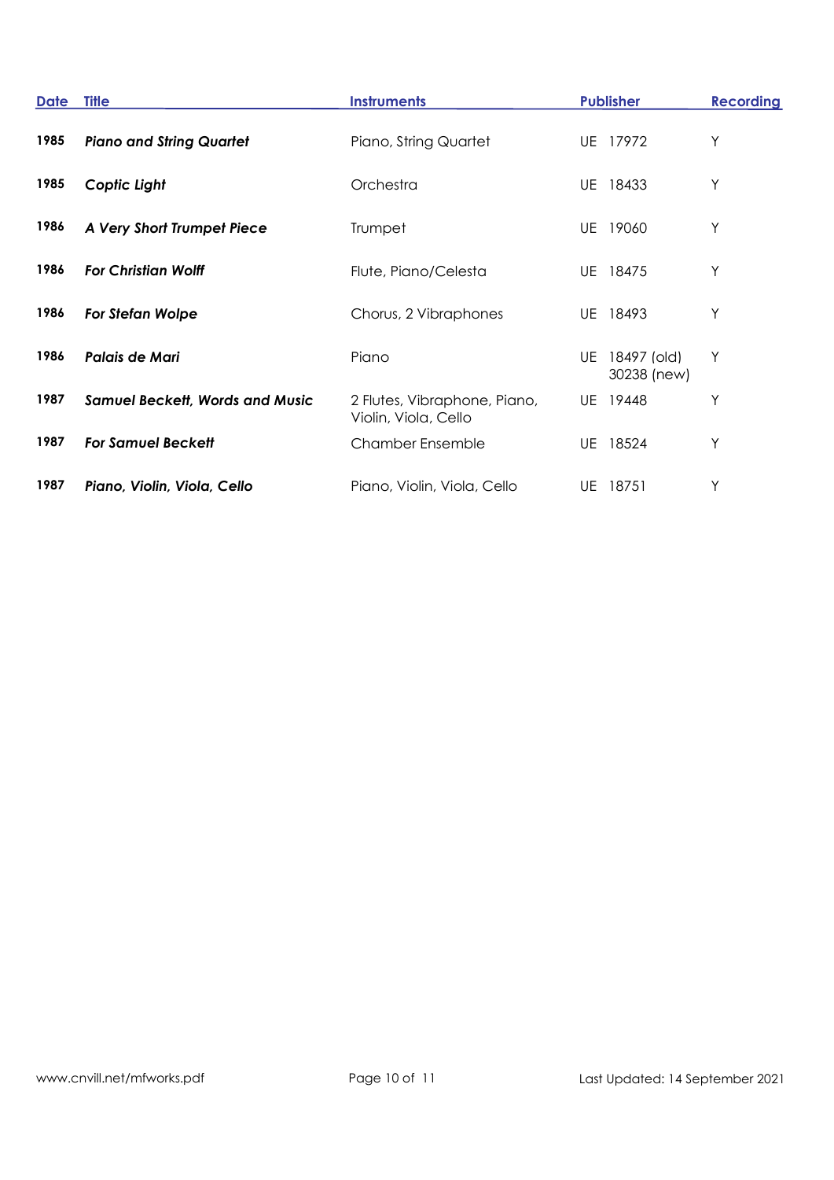| Date | Title | Instruments | Publisher | Recording |
|---|---|---|---|---|
| 1985 | ***Piano and String Quartet*** | Piano, String Quartet | UE 17972 | Y |
| 1985 | ***Coptic Light*** | Orchestra | UE 18433 | Y |
| 1986 | ***A Very Short Trumpet Piece*** | Trumpet | UE 19060 | Y |
| 1986 | ***For Christian Wolff*** | Flute, Piano/Celesta | UE 18475 | Y |
| 1986 | ***For Stefan Wolpe*** | Chorus, 2 Vibraphones | UE 18493 | Y |
| 1986 | ***Palais de Mari*** | Piano | UE 18497 (old) 30238 (new) | Y |
| 1987 | ***Samuel Beckett, Words and Music*** | 2 Flutes, Vibraphone, Piano, Violin, Viola, Cello | UE 19448 | Y |
| 1987 | ***For Samuel Beckett*** | Chamber Ensemble | UE 18524 | Y |
| 1987 | ***Piano, Violin, Viola, Cello*** | Piano, Violin, Viola, Cello | UE 18751 | Y |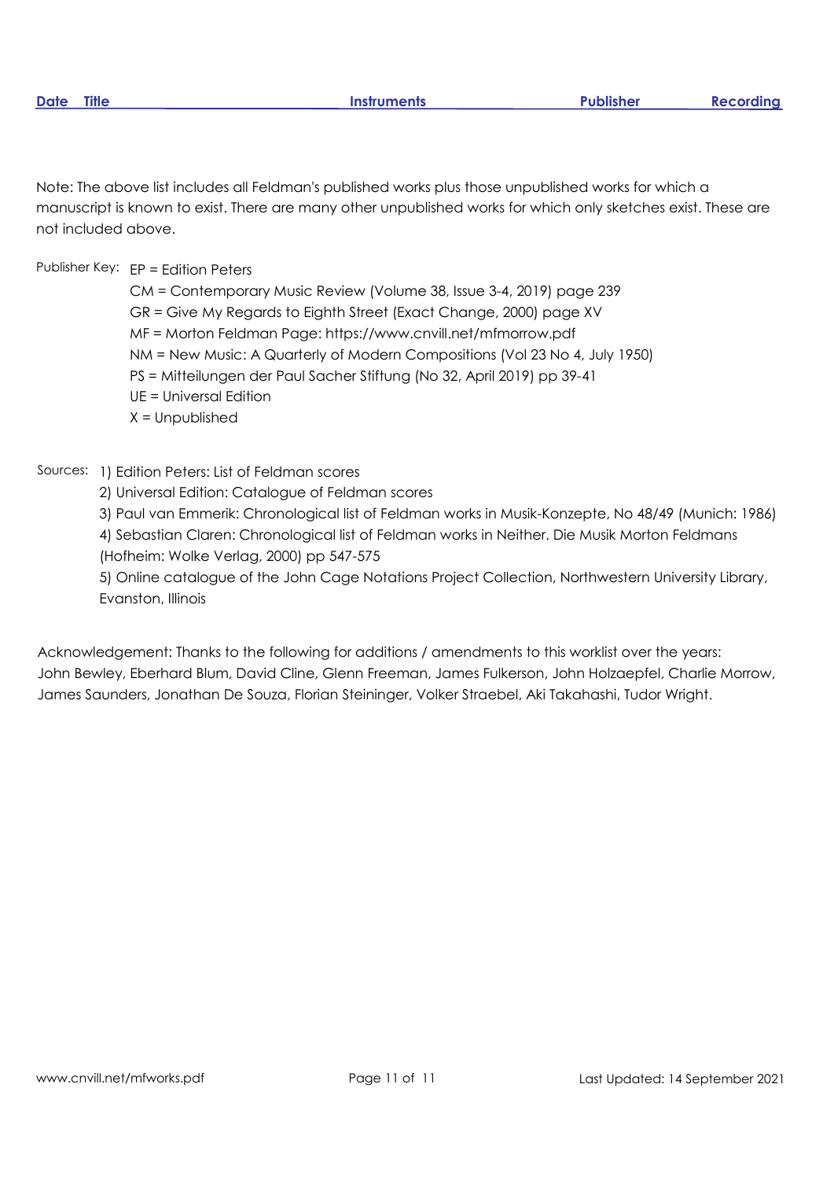| Date | Title | Instruments | Publisher | Recording |
|---|---|---|---|---|

Note: The above list includes all Feldman's published works plus those unpublished works for which a manuscript is known to exist. There are many other unpublished works for which only sketches exist. These are not included above.

Publisher Key:
- EP = Edition Peters
- CM = Contemporary Music Review (Volume 38, Issue 3-4, 2019) page 239
- GR = Give My Regards to Eighth Street (Exact Change, 2000) page XV
- MF = Morton Feldman Page: https://www.cnvill.net/mfmorrow.pdf
- NM = New Music: A Quarterly of Modern Compositions (Vol 23 No 4, July 1950)
- PS = Mitteilungen der Paul Sacher Stiftung (No 32, April 2019) pp 39-41
- UE = Universal Edition
- X = Unpublished

Sources:
1) Edition Peters: List of Feldman scores
2) Universal Edition: Catalogue of Feldman scores
3) Paul van Emmerik: Chronological list of Feldman works in Musik-Konzepte, No 48/49 (Munich: 1986)
4) Sebastian Claren: Chronological list of Feldman works in Neither. Die Musik Morton Feldmans (Hofheim: Wolke Verlag, 2000) pp 547-575
5) Online catalogue of the John Cage Notations Project Collection, Northwestern University Library, Evanston, Illinois

Acknowledgement: Thanks to the following for additions / amendments to this worklist over the years: John Bewley, Eberhard Blum, David Cline, Glenn Freeman, James Fulkerson, John Holzaepfel, Charlie Morrow, James Saunders, Jonathan De Souza, Florian Steininger, Volker Straebel, Aki Takahashi, Tudor Wright.